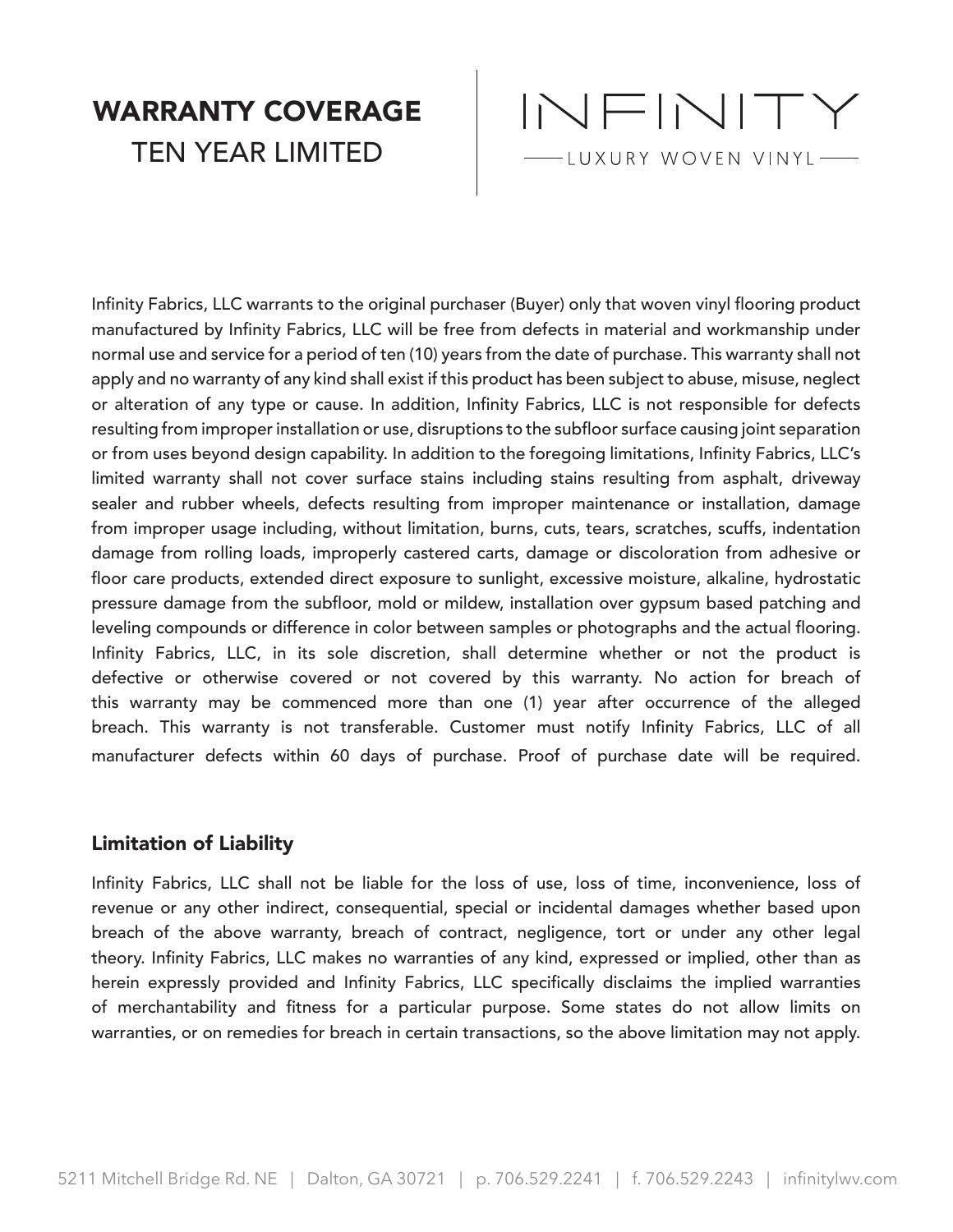# WARRANTY COVERAGE
## TEN YEAR LIMITED

INFINITY
LUXURY WOVEN VINYL

Infinity Fabrics, LLC warrants to the original purchaser (Buyer) only that woven vinyl flooring product manufactured by Infinity Fabrics, LLC will be free from defects in material and workmanship under normal use and service for a period of ten (10) years from the date of purchase. This warranty shall not apply and no warranty of any kind shall exist if this product has been subject to abuse, misuse, neglect or alteration of any type or cause. In addition, Infinity Fabrics, LLC is not responsible for defects resulting from improper installation or use, disruptions to the subfloor surface causing joint separation or from uses beyond design capability. In addition to the foregoing limitations, Infinity Fabrics, LLC's limited warranty shall not cover surface stains including stains resulting from asphalt, driveway sealer and rubber wheels, defects resulting from improper maintenance or installation, damage from improper usage including, without limitation, burns, cuts, tears, scratches, scuffs, indentation damage from rolling loads, improperly castered carts, damage or discoloration from adhesive or floor care products, extended direct exposure to sunlight, excessive moisture, alkaline, hydrostatic pressure damage from the subfloor, mold or mildew, installation over gypsum based patching and leveling compounds or difference in color between samples or photographs and the actual flooring. Infinity Fabrics, LLC, in its sole discretion, shall determine whether or not the product is defective or otherwise covered or not covered by this warranty. No action for breach of this warranty may be commenced more than one (1) year after occurrence of the alleged breach. This warranty is not transferable. Customer must notify Infinity Fabrics, LLC of all manufacturer defects within 60 days of purchase. Proof of purchase date will be required.

### Limitation of Liability

Infinity Fabrics, LLC shall not be liable for the loss of use, loss of time, inconvenience, loss of revenue or any other indirect, consequential, special or incidental damages whether based upon breach of the above warranty, breach of contract, negligence, tort or under any other legal theory. Infinity Fabrics, LLC makes no warranties of any kind, expressed or implied, other than as herein expressly provided and Infinity Fabrics, LLC specifically disclaims the implied warranties of merchantability and fitness for a particular purpose. Some states do not allow limits on warranties, or on remedies for breach in certain transactions, so the above limitation may not apply.

5211 Mitchell Bridge Rd. NE | Dalton, GA 30721 | p. 706.529.2241 | f. 706.529.2243 | infinitylwv.com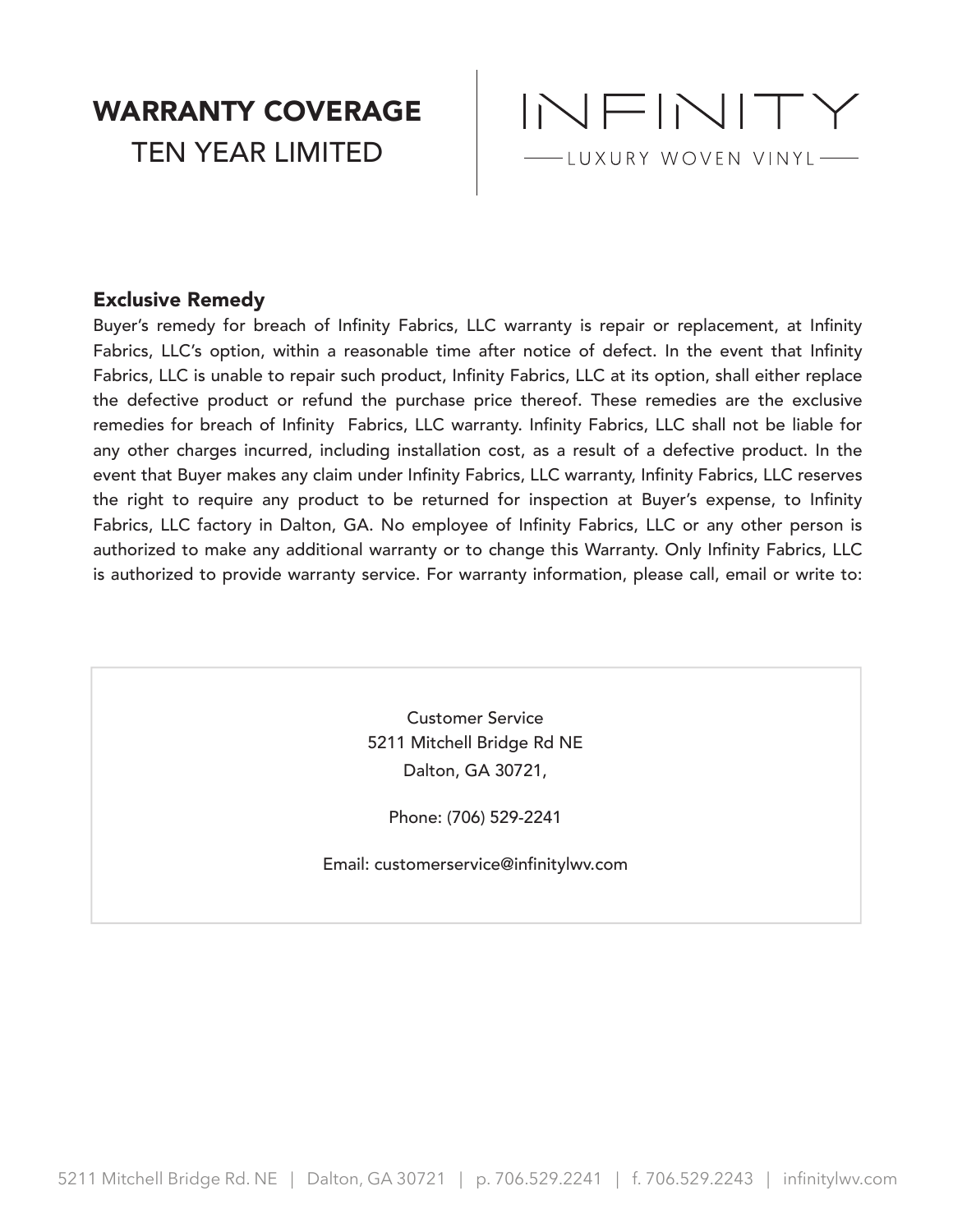# WARRANTY COVERAGE
## TEN YEAR LIMITED

INFINITY
LUXURY WOVEN VINYL

### Exclusive Remedy

Buyer's remedy for breach of Infinity Fabrics, LLC warranty is repair or replacement, at Infinity Fabrics, LLC's option, within a reasonable time after notice of defect. In the event that Infinity Fabrics, LLC is unable to repair such product, Infinity Fabrics, LLC at its option, shall either replace the defective product or refund the purchase price thereof. These remedies are the exclusive remedies for breach of Infinity Fabrics, LLC warranty. Infinity Fabrics, LLC shall not be liable for any other charges incurred, including installation cost, as a result of a defective product. In the event that Buyer makes any claim under Infinity Fabrics, LLC warranty, Infinity Fabrics, LLC reserves the right to require any product to be returned for inspection at Buyer's expense, to Infinity Fabrics, LLC factory in Dalton, GA. No employee of Infinity Fabrics, LLC or any other person is authorized to make any additional warranty or to change this Warranty. Only Infinity Fabrics, LLC is authorized to provide warranty service. For warranty information, please call, email or write to:

Customer Service
5211 Mitchell Bridge Rd NE
Dalton, GA 30721,

Phone: (706) 529-2241

Email: customerservice@infinitylwv.com

5211 Mitchell Bridge Rd. NE | Dalton, GA 30721 | p. 706.529.2241 | f. 706.529.2243 | infinitylwv.com